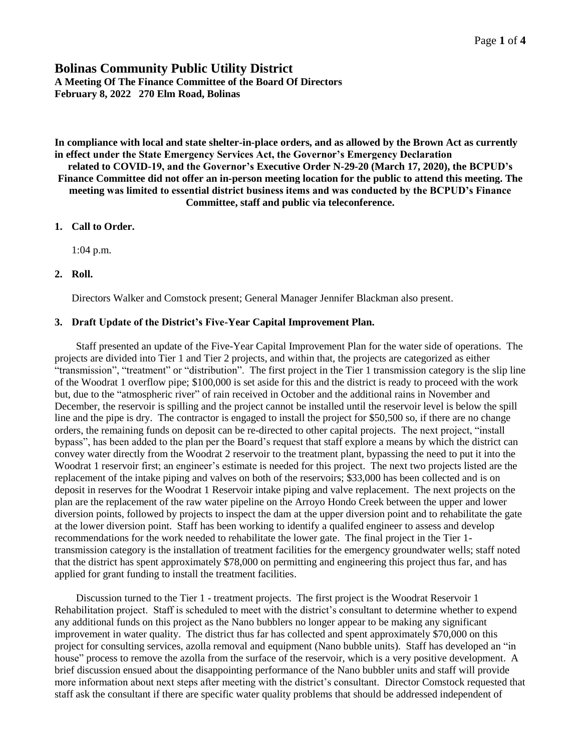# Bolinas Community Public Utility District

**A Meeting Of The Finance Committee of the Board Of Directors**
**February 8, 2022 270 Elm Road, Bolinas**

**In compliance with local and state shelter-in-place orders, and as allowed by the Brown Act as currently in effect under the State Emergency Services Act, the Governor's Emergency Declaration related to COVID-19, and the Governor's Executive Order N-29-20 (March 17, 2020), the BCPUD's Finance Committee did not offer an in-person meeting location for the public to attend this meeting. The meeting was limited to essential district business items and was conducted by the BCPUD's Finance Committee, staff and public via teleconference.**

## 1. Call to Order.

1:04 p.m.

## 2. Roll.

Directors Walker and Comstock present; General Manager Jennifer Blackman also present.

## 3. Draft Update of the District's Five-Year Capital Improvement Plan.

Staff presented an update of the Five-Year Capital Improvement Plan for the water side of operations. The projects are divided into Tier 1 and Tier 2 projects, and within that, the projects are categorized as either "transmission", "treatment" or "distribution". The first project in the Tier 1 transmission category is the slip line of the Woodrat 1 overflow pipe; $100,000 is set aside for this and the district is ready to proceed with the work but, due to the "atmospheric river" of rain received in October and the additional rains in November and December, the reservoir is spilling and the project cannot be installed until the reservoir level is below the spill line and the pipe is dry. The contractor is engaged to install the project for $50,500 so, if there are no change orders, the remaining funds on deposit can be re-directed to other capital projects. The next project, "install bypass", has been added to the plan per the Board's request that staff explore a means by which the district can convey water directly from the Woodrat 2 reservoir to the treatment plant, bypassing the need to put it into the Woodrat 1 reservoir first; an engineer's estimate is needed for this project. The next two projects listed are the replacement of the intake piping and valves on both of the reservoirs; $33,000 has been collected and is on deposit in reserves for the Woodrat 1 Reservoir intake piping and valve replacement. The next projects on the plan are the replacement of the raw water pipeline on the Arroyo Hondo Creek between the upper and lower diversion points, followed by projects to inspect the dam at the upper diversion point and to rehabilitate the gate at the lower diversion point. Staff has been working to identify a qualifed engineer to assess and develop recommendations for the work needed to rehabilitate the lower gate. The final project in the Tier 1-transmission category is the installation of treatment facilities for the emergency groundwater wells; staff noted that the district has spent approximately $78,000 on permitting and engineering this project thus far, and has applied for grant funding to install the treatment facilities.

Discussion turned to the Tier 1 - treatment projects. The first project is the Woodrat Reservoir 1 Rehabilitation project. Staff is scheduled to meet with the district's consultant to determine whether to expend any additional funds on this project as the Nano bubblers no longer appear to be making any significant improvement in water quality. The district thus far has collected and spent approximately $70,000 on this project for consulting services, azolla removal and equipment (Nano bubble units). Staff has developed an "in house" process to remove the azolla from the surface of the reservoir, which is a very positive development. A brief discussion ensued about the disappointing performance of the Nano bubbler units and staff will provide more information about next steps after meeting with the district's consultant. Director Comstock requested that staff ask the consultant if there are specific water quality problems that should be addressed independent of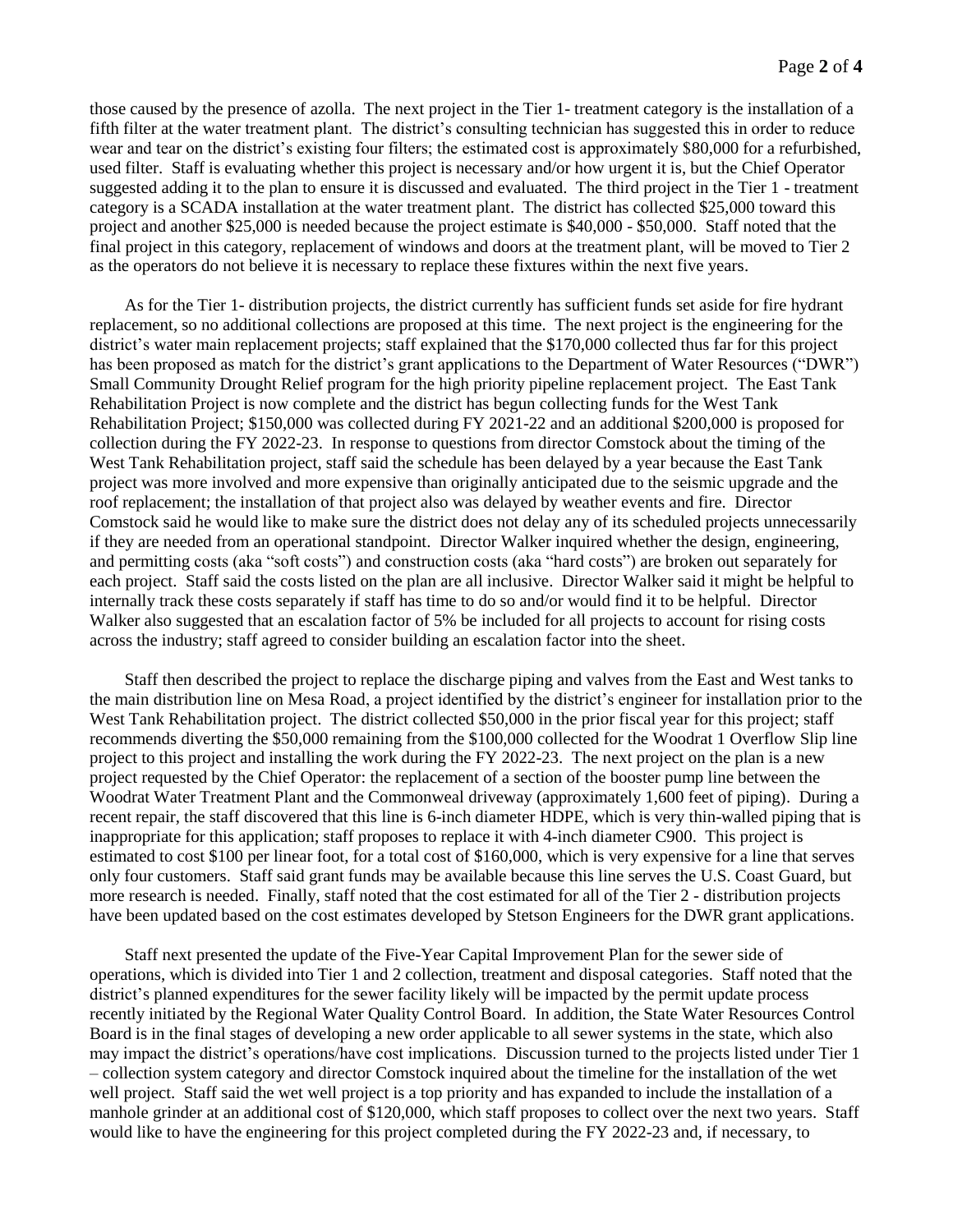those caused by the presence of azolla. The next project in the Tier 1- treatment category is the installation of a fifth filter at the water treatment plant. The district's consulting technician has suggested this in order to reduce wear and tear on the district's existing four filters; the estimated cost is approximately $80,000 for a refurbished, used filter. Staff is evaluating whether this project is necessary and/or how urgent it is, but the Chief Operator suggested adding it to the plan to ensure it is discussed and evaluated. The third project in the Tier 1 - treatment category is a SCADA installation at the water treatment plant. The district has collected $25,000 toward this project and another $25,000 is needed because the project estimate is $40,000 - $50,000. Staff noted that the final project in this category, replacement of windows and doors at the treatment plant, will be moved to Tier 2 as the operators do not believe it is necessary to replace these fixtures within the next five years.

As for the Tier 1- distribution projects, the district currently has sufficient funds set aside for fire hydrant replacement, so no additional collections are proposed at this time. The next project is the engineering for the district's water main replacement projects; staff explained that the $170,000 collected thus far for this project has been proposed as match for the district's grant applications to the Department of Water Resources ("DWR") Small Community Drought Relief program for the high priority pipeline replacement project. The East Tank Rehabilitation Project is now complete and the district has begun collecting funds for the West Tank Rehabilitation Project; $150,000 was collected during FY 2021-22 and an additional $200,000 is proposed for collection during the FY 2022-23. In response to questions from director Comstock about the timing of the West Tank Rehabilitation project, staff said the schedule has been delayed by a year because the East Tank project was more involved and more expensive than originally anticipated due to the seismic upgrade and the roof replacement; the installation of that project also was delayed by weather events and fire. Director Comstock said he would like to make sure the district does not delay any of its scheduled projects unnecessarily if they are needed from an operational standpoint. Director Walker inquired whether the design, engineering, and permitting costs (aka "soft costs") and construction costs (aka "hard costs") are broken out separately for each project. Staff said the costs listed on the plan are all inclusive. Director Walker said it might be helpful to internally track these costs separately if staff has time to do so and/or would find it to be helpful. Director Walker also suggested that an escalation factor of 5% be included for all projects to account for rising costs across the industry; staff agreed to consider building an escalation factor into the sheet.

Staff then described the project to replace the discharge piping and valves from the East and West tanks to the main distribution line on Mesa Road, a project identified by the district's engineer for installation prior to the West Tank Rehabilitation project. The district collected $50,000 in the prior fiscal year for this project; staff recommends diverting the $50,000 remaining from the $100,000 collected for the Woodrat 1 Overflow Slip line project to this project and installing the work during the FY 2022-23. The next project on the plan is a new project requested by the Chief Operator: the replacement of a section of the booster pump line between the Woodrat Water Treatment Plant and the Commonweal driveway (approximately 1,600 feet of piping). During a recent repair, the staff discovered that this line is 6-inch diameter HDPE, which is very thin-walled piping that is inappropriate for this application; staff proposes to replace it with 4-inch diameter C900. This project is estimated to cost $100 per linear foot, for a total cost of $160,000, which is very expensive for a line that serves only four customers. Staff said grant funds may be available because this line serves the U.S. Coast Guard, but more research is needed. Finally, staff noted that the cost estimated for all of the Tier 2 - distribution projects have been updated based on the cost estimates developed by Stetson Engineers for the DWR grant applications.

Staff next presented the update of the Five-Year Capital Improvement Plan for the sewer side of operations, which is divided into Tier 1 and 2 collection, treatment and disposal categories. Staff noted that the district's planned expenditures for the sewer facility likely will be impacted by the permit update process recently initiated by the Regional Water Quality Control Board. In addition, the State Water Resources Control Board is in the final stages of developing a new order applicable to all sewer systems in the state, which also may impact the district's operations/have cost implications. Discussion turned to the projects listed under Tier 1 – collection system category and director Comstock inquired about the timeline for the installation of the wet well project. Staff said the wet well project is a top priority and has expanded to include the installation of a manhole grinder at an additional cost of $120,000, which staff proposes to collect over the next two years. Staff would like to have the engineering for this project completed during the FY 2022-23 and, if necessary, to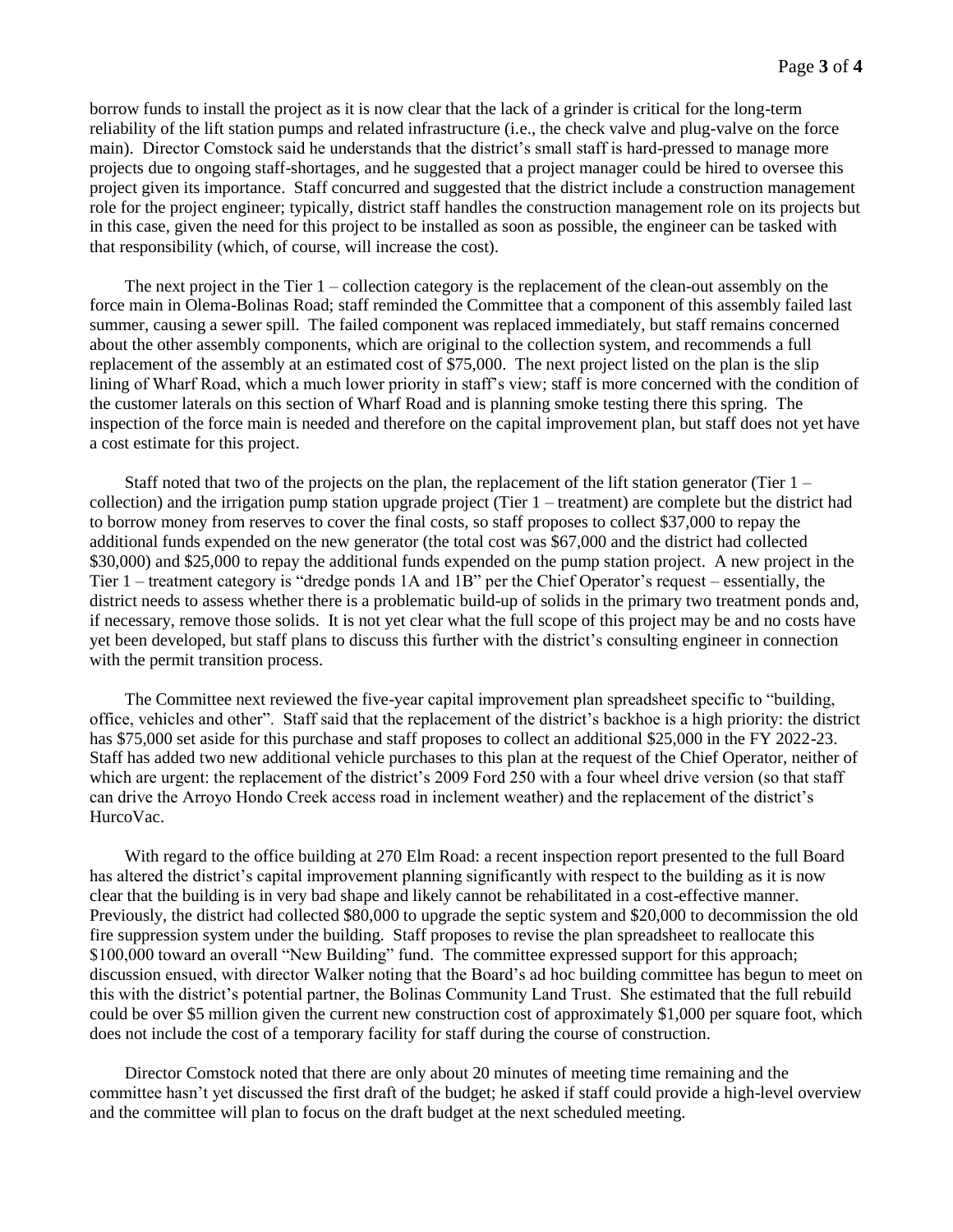borrow funds to install the project as it is now clear that the lack of a grinder is critical for the long-term reliability of the lift station pumps and related infrastructure (i.e., the check valve and plug-valve on the force main). Director Comstock said he understands that the district's small staff is hard-pressed to manage more projects due to ongoing staff-shortages, and he suggested that a project manager could be hired to oversee this project given its importance. Staff concurred and suggested that the district include a construction management role for the project engineer; typically, district staff handles the construction management role on its projects but in this case, given the need for this project to be installed as soon as possible, the engineer can be tasked with that responsibility (which, of course, will increase the cost).

The next project in the Tier 1 – collection category is the replacement of the clean-out assembly on the force main in Olema-Bolinas Road; staff reminded the Committee that a component of this assembly failed last summer, causing a sewer spill. The failed component was replaced immediately, but staff remains concerned about the other assembly components, which are original to the collection system, and recommends a full replacement of the assembly at an estimated cost of $75,000. The next project listed on the plan is the slip lining of Wharf Road, which a much lower priority in staff's view; staff is more concerned with the condition of the customer laterals on this section of Wharf Road and is planning smoke testing there this spring. The inspection of the force main is needed and therefore on the capital improvement plan, but staff does not yet have a cost estimate for this project.

Staff noted that two of the projects on the plan, the replacement of the lift station generator (Tier 1 – collection) and the irrigation pump station upgrade project (Tier 1 – treatment) are complete but the district had to borrow money from reserves to cover the final costs, so staff proposes to collect $37,000 to repay the additional funds expended on the new generator (the total cost was $67,000 and the district had collected $30,000) and $25,000 to repay the additional funds expended on the pump station project. A new project in the Tier 1 – treatment category is "dredge ponds 1A and 1B" per the Chief Operator's request – essentially, the district needs to assess whether there is a problematic build-up of solids in the primary two treatment ponds and, if necessary, remove those solids. It is not yet clear what the full scope of this project may be and no costs have yet been developed, but staff plans to discuss this further with the district's consulting engineer in connection with the permit transition process.

The Committee next reviewed the five-year capital improvement plan spreadsheet specific to "building, office, vehicles and other". Staff said that the replacement of the district's backhoe is a high priority: the district has $75,000 set aside for this purchase and staff proposes to collect an additional $25,000 in the FY 2022-23. Staff has added two new additional vehicle purchases to this plan at the request of the Chief Operator, neither of which are urgent: the replacement of the district's 2009 Ford 250 with a four wheel drive version (so that staff can drive the Arroyo Hondo Creek access road in inclement weather) and the replacement of the district's HurcoVac.

With regard to the office building at 270 Elm Road: a recent inspection report presented to the full Board has altered the district's capital improvement planning significantly with respect to the building as it is now clear that the building is in very bad shape and likely cannot be rehabilitated in a cost-effective manner. Previously, the district had collected $80,000 to upgrade the septic system and $20,000 to decommission the old fire suppression system under the building. Staff proposes to revise the plan spreadsheet to reallocate this $100,000 toward an overall "New Building" fund. The committee expressed support for this approach; discussion ensued, with director Walker noting that the Board's ad hoc building committee has begun to meet on this with the district's potential partner, the Bolinas Community Land Trust. She estimated that the full rebuild could be over $5 million given the current new construction cost of approximately $1,000 per square foot, which does not include the cost of a temporary facility for staff during the course of construction.

Director Comstock noted that there are only about 20 minutes of meeting time remaining and the committee hasn't yet discussed the first draft of the budget; he asked if staff could provide a high-level overview and the committee will plan to focus on the draft budget at the next scheduled meeting.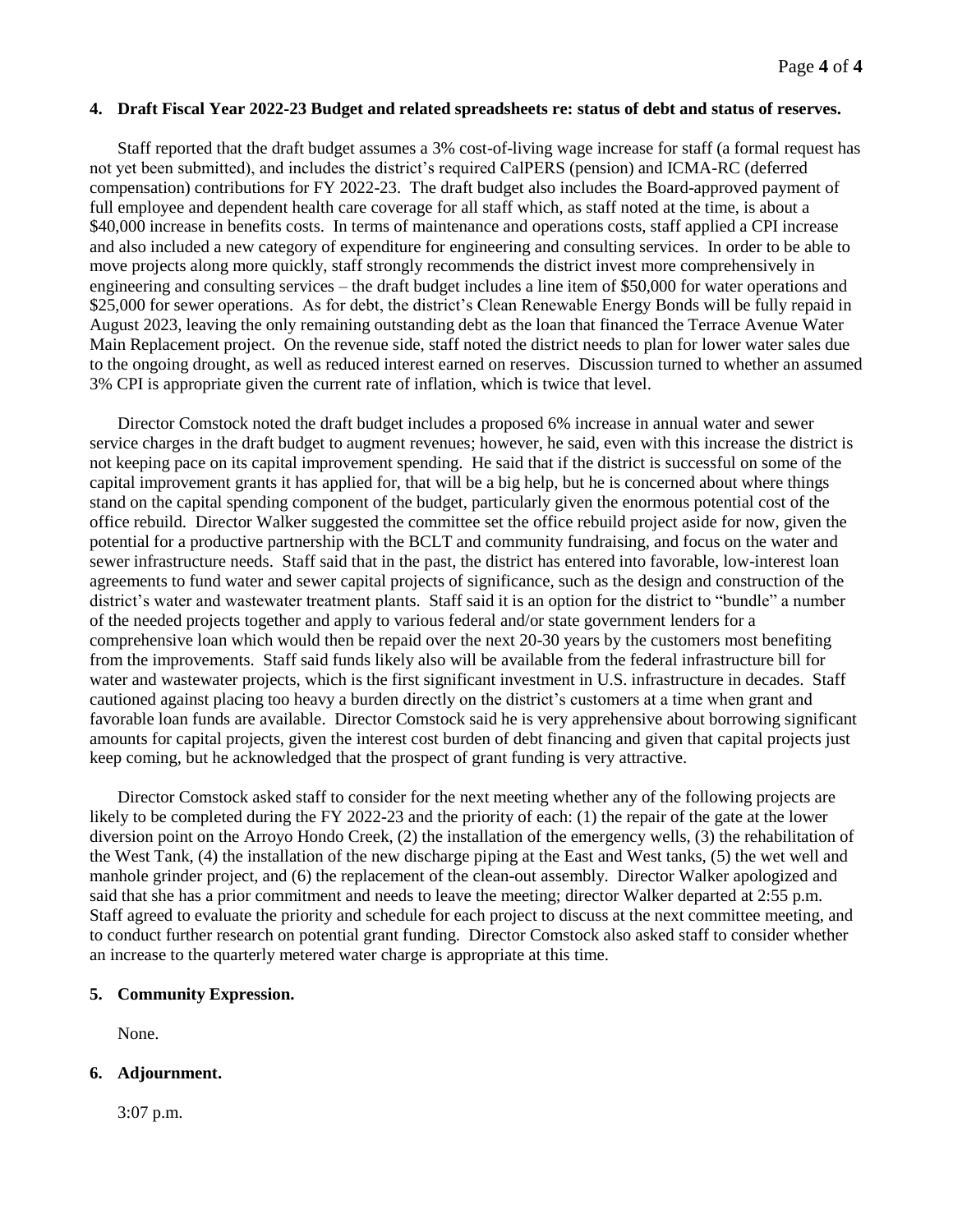**4. Draft Fiscal Year 2022-23 Budget and related spreadsheets re: status of debt and status of reserves.**

Staff reported that the draft budget assumes a 3% cost-of-living wage increase for staff (a formal request has not yet been submitted), and includes the district's required CalPERS (pension) and ICMA-RC (deferred compensation) contributions for FY 2022-23. The draft budget also includes the Board-approved payment of full employee and dependent health care coverage for all staff which, as staff noted at the time, is about a $40,000 increase in benefits costs. In terms of maintenance and operations costs, staff applied a CPI increase and also included a new category of expenditure for engineering and consulting services. In order to be able to move projects along more quickly, staff strongly recommends the district invest more comprehensively in engineering and consulting services – the draft budget includes a line item of $50,000 for water operations and $25,000 for sewer operations. As for debt, the district's Clean Renewable Energy Bonds will be fully repaid in August 2023, leaving the only remaining outstanding debt as the loan that financed the Terrace Avenue Water Main Replacement project. On the revenue side, staff noted the district needs to plan for lower water sales due to the ongoing drought, as well as reduced interest earned on reserves. Discussion turned to whether an assumed 3% CPI is appropriate given the current rate of inflation, which is twice that level.

Director Comstock noted the draft budget includes a proposed 6% increase in annual water and sewer service charges in the draft budget to augment revenues; however, he said, even with this increase the district is not keeping pace on its capital improvement spending. He said that if the district is successful on some of the capital improvement grants it has applied for, that will be a big help, but he is concerned about where things stand on the capital spending component of the budget, particularly given the enormous potential cost of the office rebuild. Director Walker suggested the committee set the office rebuild project aside for now, given the potential for a productive partnership with the BCLT and community fundraising, and focus on the water and sewer infrastructure needs. Staff said that in the past, the district has entered into favorable, low-interest loan agreements to fund water and sewer capital projects of significance, such as the design and construction of the district's water and wastewater treatment plants. Staff said it is an option for the district to "bundle" a number of the needed projects together and apply to various federal and/or state government lenders for a comprehensive loan which would then be repaid over the next 20-30 years by the customers most benefiting from the improvements. Staff said funds likely also will be available from the federal infrastructure bill for water and wastewater projects, which is the first significant investment in U.S. infrastructure in decades. Staff cautioned against placing too heavy a burden directly on the district's customers at a time when grant and favorable loan funds are available. Director Comstock said he is very apprehensive about borrowing significant amounts for capital projects, given the interest cost burden of debt financing and given that capital projects just keep coming, but he acknowledged that the prospect of grant funding is very attractive.

Director Comstock asked staff to consider for the next meeting whether any of the following projects are likely to be completed during the FY 2022-23 and the priority of each: (1) the repair of the gate at the lower diversion point on the Arroyo Hondo Creek, (2) the installation of the emergency wells, (3) the rehabilitation of the West Tank, (4) the installation of the new discharge piping at the East and West tanks, (5) the wet well and manhole grinder project, and (6) the replacement of the clean-out assembly. Director Walker apologized and said that she has a prior commitment and needs to leave the meeting; director Walker departed at 2:55 p.m. Staff agreed to evaluate the priority and schedule for each project to discuss at the next committee meeting, and to conduct further research on potential grant funding. Director Comstock also asked staff to consider whether an increase to the quarterly metered water charge is appropriate at this time.

**5. Community Expression.**

None.

**6. Adjournment.**

3:07 p.m.